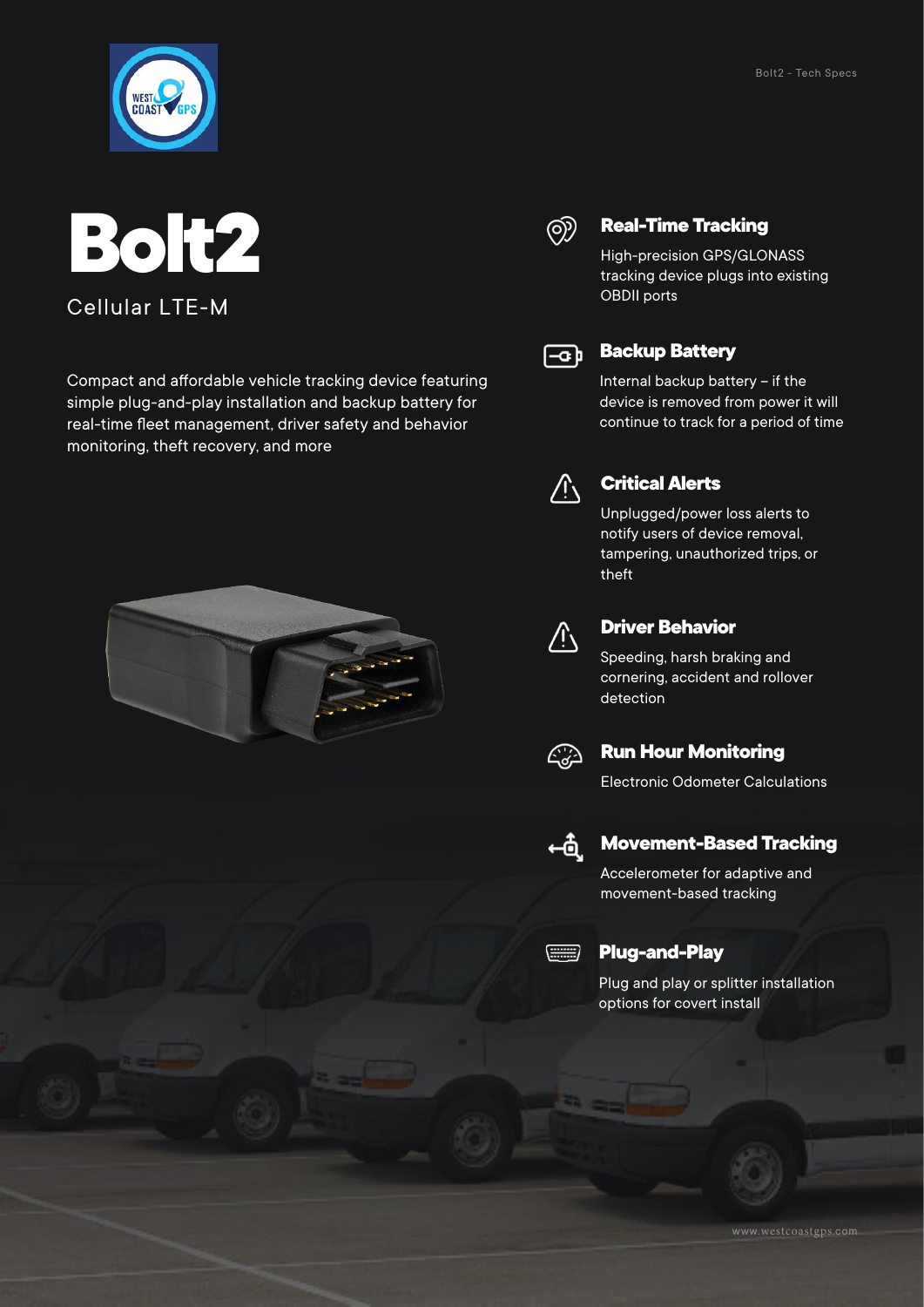# Bolt2

Cellular LTE-M

Compact and affordable vehicle tracking device featuring simple plug-and-play installation and backup battery for real-time fleet management, driver safety and behavior monitoring, theft recovery, and more

### Real-Time Tracking

High-precision GPS/GLONASS tracking device plugs into existing OBDII ports

### Backup Battery

Internal backup battery – if the device is removed from power it will continue to track for a period of time

### Critical Alerts

Unplugged/power loss alerts to notify users of device removal, tampering, unauthorized trips, or theft

### Driver Behavior

Speeding, harsh braking and cornering, accident and rollover detection

### Run Hour Monitoring

Electronic Odometer Calculations

### Movement-Based Tracking

Accelerometer for adaptive and movement-based tracking

### Plug-and-Play

Plug and play or splitter installation options for covert install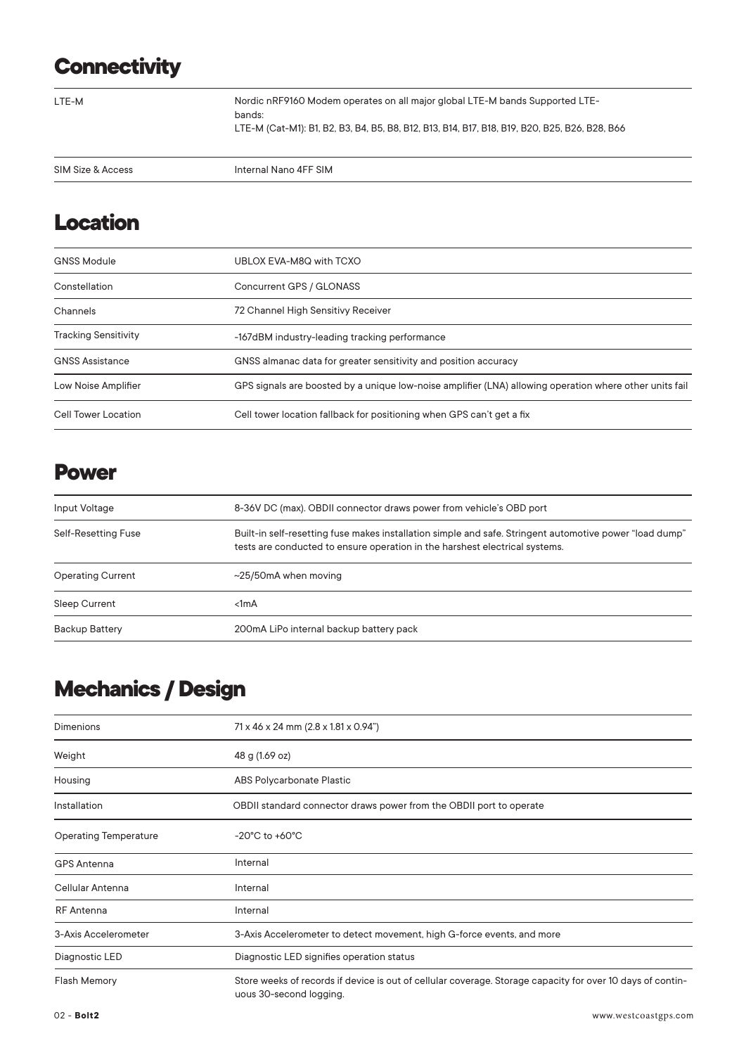## Connectivity

| | |
|---|---|
| LTE-M | Nordic nRF9160 Modem operates on all major global LTE-M bands Supported LTE-bands:<br>LTE-M (Cat-M1): B1, B2, B3, B4, B5, B8, B12, B13, B14, B17, B18, B19, B20, B25, B26, B28, B66 |
| SIM Size & Access | Internal Nano 4FF SIM |

## Location

| | |
|---|---|
| GNSS Module | UBLOX EVA-M8Q with TCXO |
| Constellation | Concurrent GPS / GLONASS |
| Channels | 72 Channel High Sensitivy Receiver |
| Tracking Sensitivity | -167dBM industry-leading tracking performance |
| GNSS Assistance | GNSS almanac data for greater sensitivity and position accuracy |
| Low Noise Amplifier | GPS signals are boosted by a unique low-noise amplifier (LNA) allowing operation where other units fail |
| Cell Tower Location | Cell tower location fallback for positioning when GPS can't get a fix |

## Power

| | |
|---|---|
| Input Voltage | 8-36V DC (max). OBDII connector draws power from vehicle's OBD port |
| Self-Resetting Fuse | Built-in self-resetting fuse makes installation simple and safe. Stringent automotive power "load dump" tests are conducted to ensure operation in the harshest electrical systems. |
| Operating Current | ~25/50mA when moving |
| Sleep Current | <1mA |
| Backup Battery | 200mA LiPo internal backup battery pack |

## Mechanics / Design

| | |
|---|---|
| Dimenions | 71 x 46 x 24 mm (2.8 x 1.81 x 0.94") |
| Weight | 48 g (1.69 oz) |
| Housing | ABS Polycarbonate Plastic |
| Installation | OBDII standard connector draws power from the OBDII port to operate |
| Operating Temperature | -20°C to +60°C |
| GPS Antenna | Internal |
| Cellular Antenna | Internal |
| RF Antenna | Internal |
| 3-Axis Accelerometer | 3-Axis Accelerometer to detect movement, high G-force events, and more |
| Diagnostic LED | Diagnostic LED signifies operation status |
| Flash Memory | Store weeks of records if device is out of cellular coverage. Storage capacity for over 10 days of continuous 30-second logging. |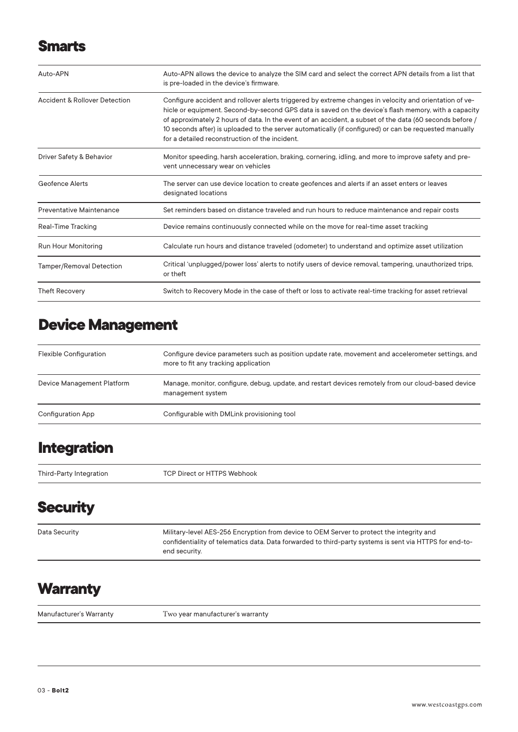## Smarts

| | |
|---|---|
| Auto-APN | Auto-APN allows the device to analyze the SIM card and select the correct APN details from a list that is pre-loaded in the device's firmware. |
| Accident & Rollover Detection | Configure accident and rollover alerts triggered by extreme changes in velocity and orientation of vehicle or equipment. Second-by-second GPS data is saved on the device's flash memory, with a capacity of approximately 2 hours of data. In the event of an accident, a subset of the data (60 seconds before / 10 seconds after) is uploaded to the server automatically (if configured) or can be requested manually for a detailed reconstruction of the incident. |
| Driver Safety & Behavior | Monitor speeding, harsh acceleration, braking, cornering, idling, and more to improve safety and prevent unnecessary wear on vehicles |
| Geofence Alerts | The server can use device location to create geofences and alerts if an asset enters or leaves designated locations |
| Preventative Maintenance | Set reminders based on distance traveled and run hours to reduce maintenance and repair costs |
| Real-Time Tracking | Device remains continuously connected while on the move for real-time asset tracking |
| Run Hour Monitoring | Calculate run hours and distance traveled (odometer) to understand and optimize asset utilization |
| Tamper/Removal Detection | Critical 'unplugged/power loss' alerts to notify users of device removal, tampering, unauthorized trips, or theft |
| Theft Recovery | Switch to Recovery Mode in the case of theft or loss to activate real-time tracking for asset retrieval |

## Device Management

| | |
|---|---|
| Flexible Configuration | Configure device parameters such as position update rate, movement and accelerometer settings, and more to fit any tracking application |
| Device Management Platform | Manage, monitor, configure, debug, update, and restart devices remotely from our cloud-based device management system |
| Configuration App | Configurable with DMLink provisioning tool |

## Integration

| | |
|---|---|
| Third-Party Integration | TCP Direct or HTTPS Webhook |

## Security

| | |
|---|---|
| Data Security | Military-level AES-256 Encryption from device to OEM Server to protect the integrity and confidentiality of telematics data. Data forwarded to third-party systems is sent via HTTPS for end-to-end security. |

## Warranty

| | |
|---|---|
| Manufacturer's Warranty | Two year manufacturer's warranty |